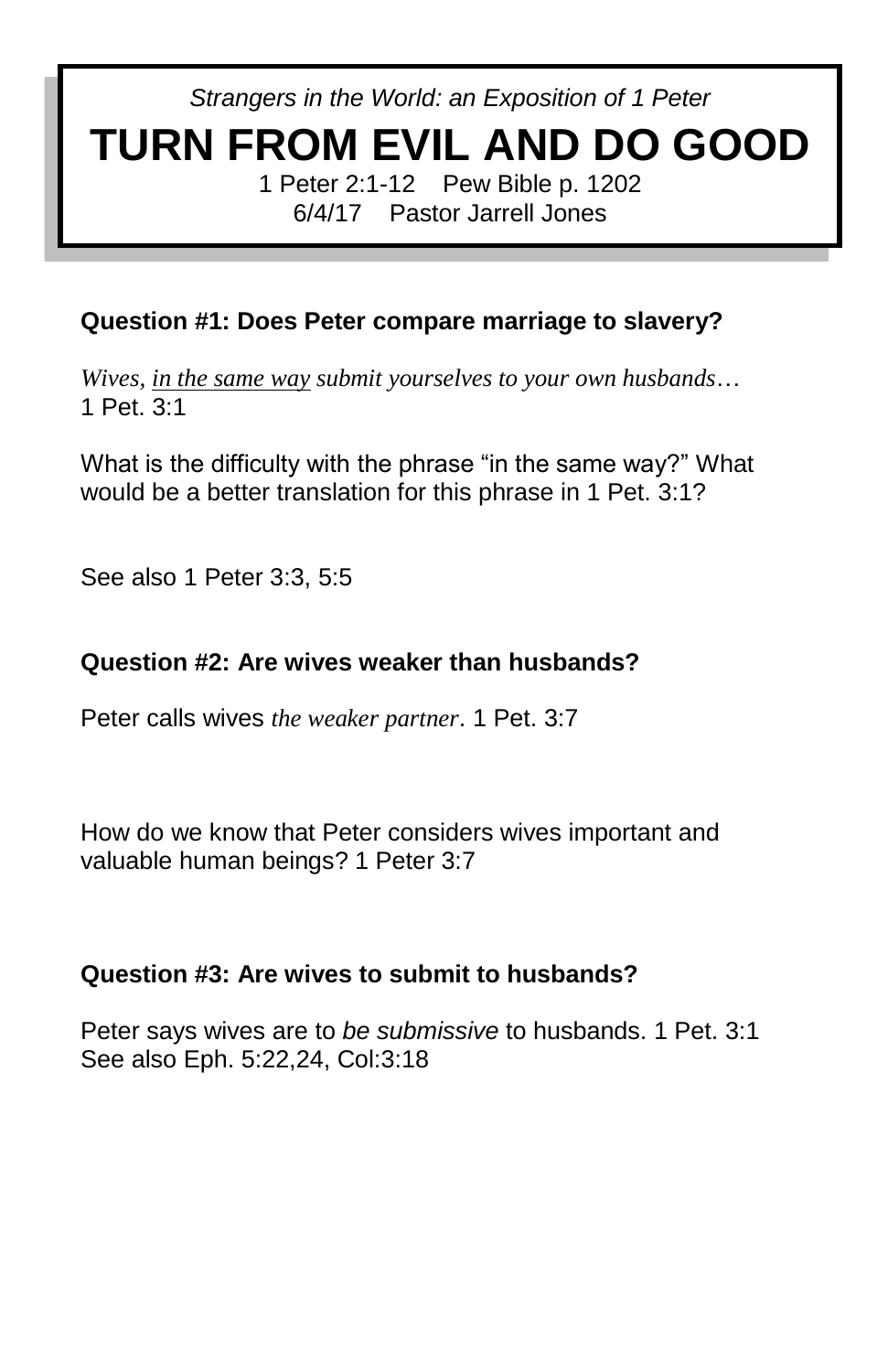*Strangers in the World: an Exposition of 1 Peter*

# TURN FROM EVIL AND DO GOOD

1 Peter 2:1-12    Pew Bible p. 1202

6/4/17    Pastor Jarrell Jones

**Question #1: Does Peter compare marriage to slavery?**

*Wives, in the same way submit yourselves to your own husbands*…
1 Pet. 3:1

What is the difficulty with the phrase "in the same way?" What would be a better translation for this phrase in 1 Pet. 3:1?

See also 1 Peter 3:3, 5:5

**Question #2: Are wives weaker than husbands?**

Peter calls wives *the weaker partner*. 1 Pet. 3:7

How do we know that Peter considers wives important and valuable human beings? 1 Peter 3:7

**Question #3: Are wives to submit to husbands?**

Peter says wives are to *be submissive* to husbands. 1 Pet. 3:1
See also Eph. 5:22,24, Col:3:18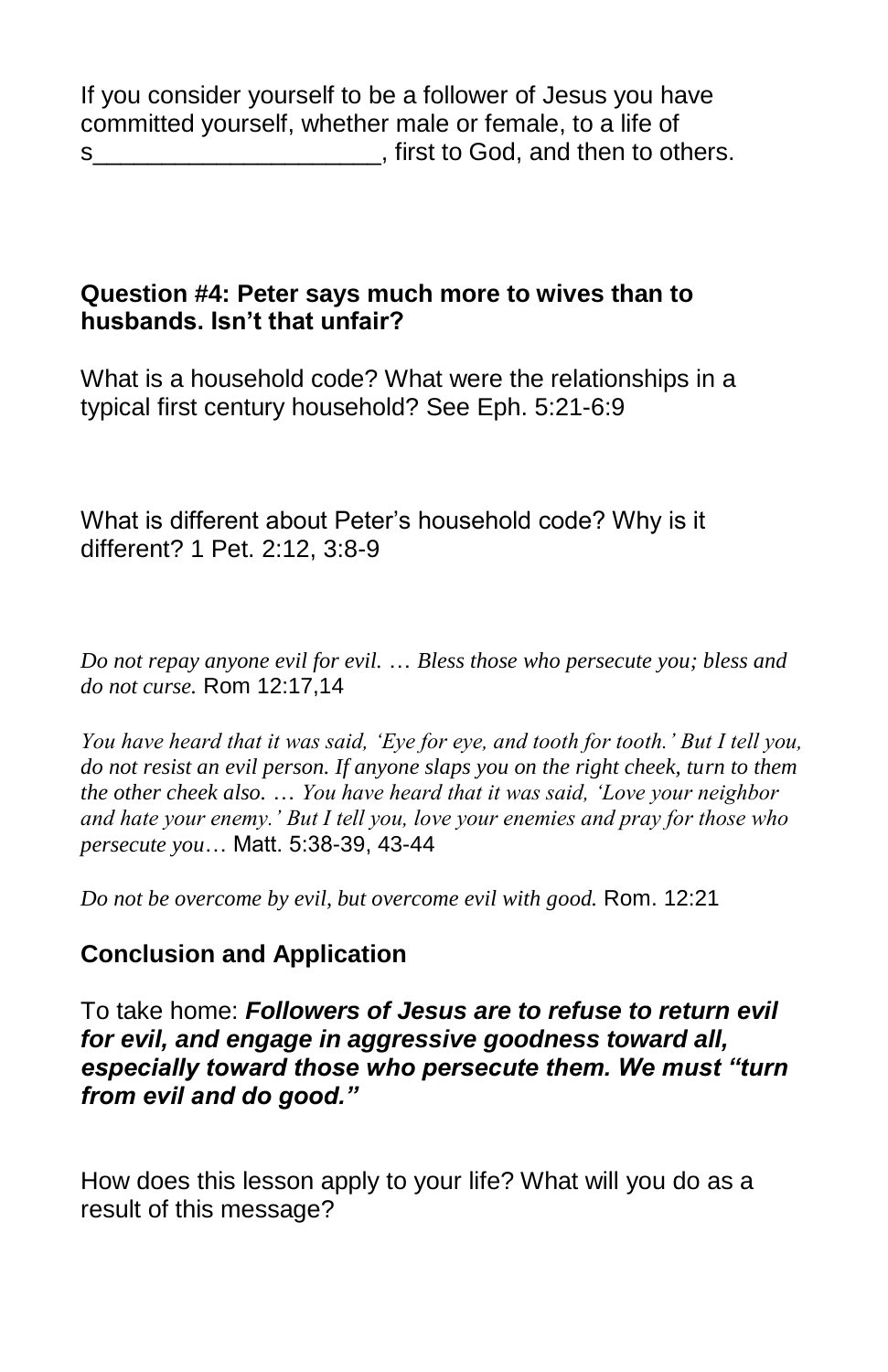If you consider yourself to be a follower of Jesus you have committed yourself, whether male or female, to a life of s____________________, first to God, and then to others.

**Question #4: Peter says much more to wives than to husbands. Isn't that unfair?**

What is a household code? What were the relationships in a typical first century household? See Eph. 5:21-6:9

What is different about Peter's household code? Why is it different? 1 Pet. 2:12, 3:8-9

*Do not repay anyone evil for evil. … Bless those who persecute you; bless and do not curse.* Rom 12:17,14

*You have heard that it was said, 'Eye for eye, and tooth for tooth.' But I tell you, do not resist an evil person. If anyone slaps you on the right cheek, turn to them the other cheek also. … You have heard that it was said, 'Love your neighbor and hate your enemy.' But I tell you, love your enemies and pray for those who persecute you…* Matt. 5:38-39, 43-44

*Do not be overcome by evil, but overcome evil with good.* Rom. 12:21

**Conclusion and Application**

To take home: ***Followers of Jesus are to refuse to return evil for evil, and engage in aggressive goodness toward all, especially toward those who persecute them. We must "turn from evil and do good."***

How does this lesson apply to your life? What will you do as a result of this message?